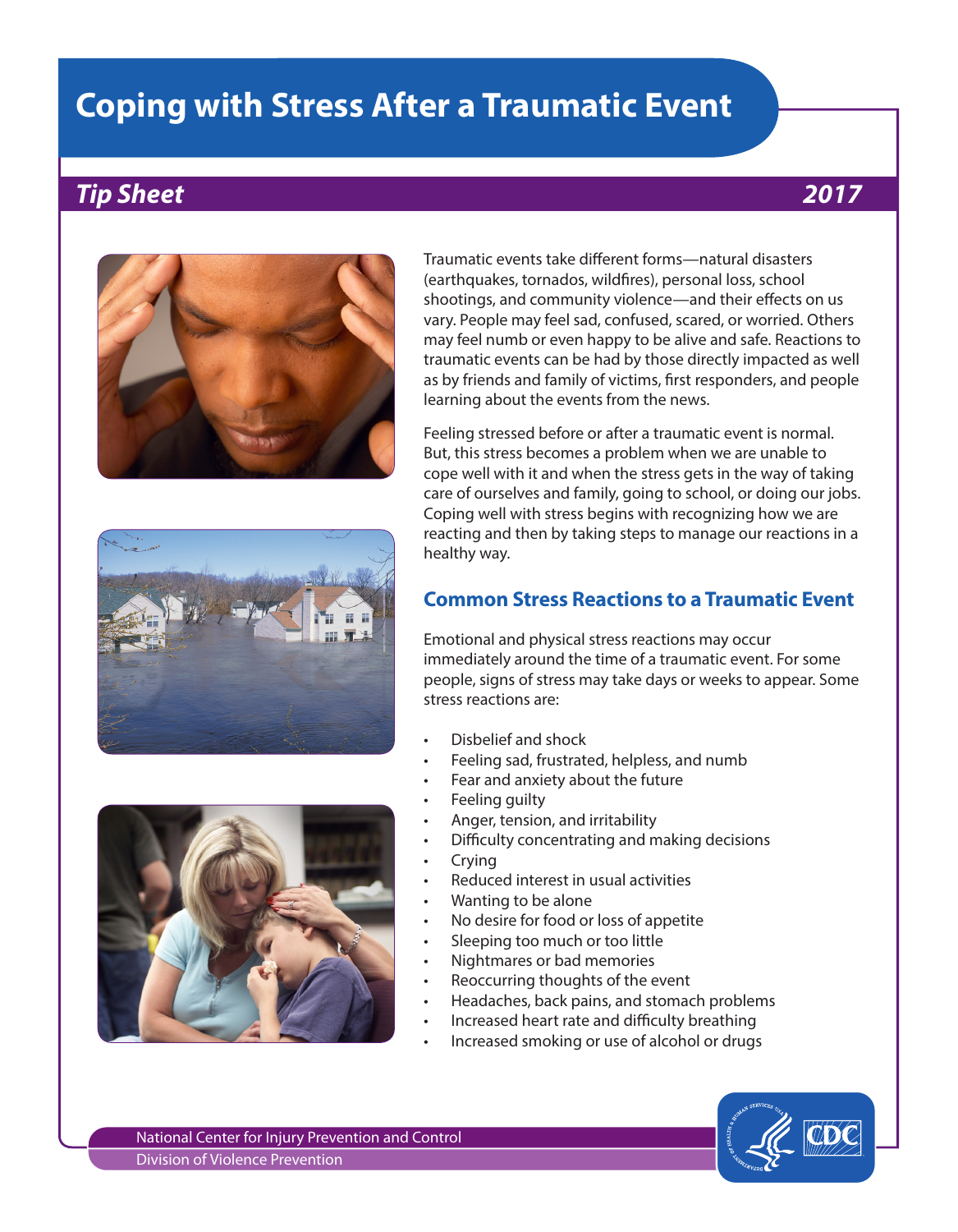# Coping with Stress After a Traumatic Event

***Tip Sheet*** ***2017***

Traumatic events take different forms—natural disasters (earthquakes, tornados, wildfires), personal loss, school shootings, and community violence—and their effects on us vary. People may feel sad, confused, scared, or worried. Others may feel numb or even happy to be alive and safe. Reactions to traumatic events can be had by those directly impacted as well as by friends and family of victims, first responders, and people learning about the events from the news.

Feeling stressed before or after a traumatic event is normal. But, this stress becomes a problem when we are unable to cope well with it and when the stress gets in the way of taking care of ourselves and family, going to school, or doing our jobs. Coping well with stress begins with recognizing how we are reacting and then by taking steps to manage our reactions in a healthy way.

## Common Stress Reactions to a Traumatic Event

Emotional and physical stress reactions may occur immediately around the time of a traumatic event. For some people, signs of stress may take days or weeks to appear. Some stress reactions are:

- Disbelief and shock
- Feeling sad, frustrated, helpless, and numb
- Fear and anxiety about the future
- Feeling guilty
- Anger, tension, and irritability
- Difficulty concentrating and making decisions
- Crying
- Reduced interest in usual activities
- Wanting to be alone
- No desire for food or loss of appetite
- Sleeping too much or too little
- Nightmares or bad memories
- Reoccurring thoughts of the event
- Headaches, back pains, and stomach problems
- Increased heart rate and difficulty breathing
- Increased smoking or use of alcohol or drugs

National Center for Injury Prevention and Control
Division of Violence Prevention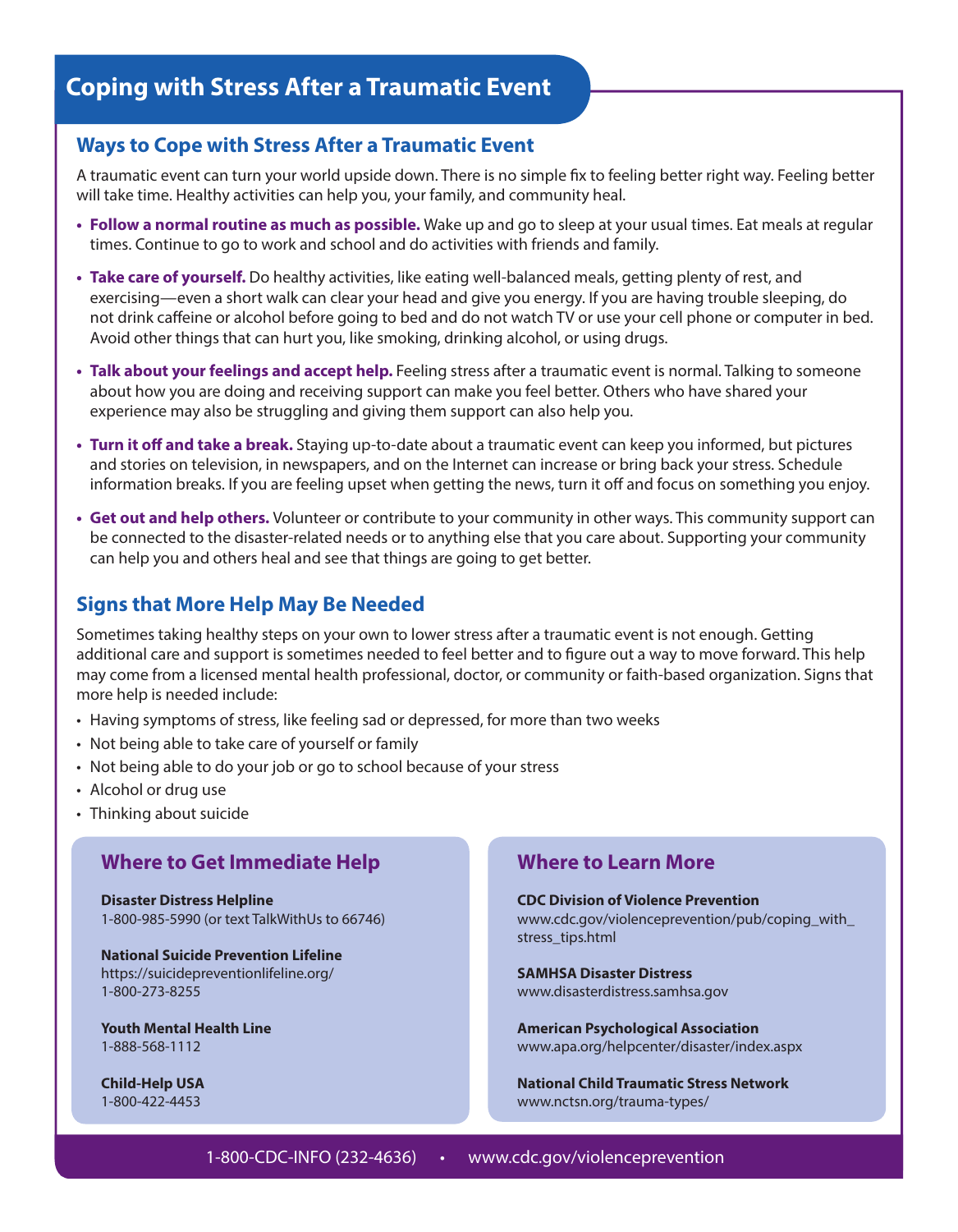# Coping with Stress After a Traumatic Event

## Ways to Cope with Stress After a Traumatic Event

A traumatic event can turn your world upside down. There is no simple fix to feeling better right way. Feeling better will take time. Healthy activities can help you, your family, and community heal.

- **Follow a normal routine as much as possible.** Wake up and go to sleep at your usual times. Eat meals at regular times. Continue to go to work and school and do activities with friends and family.
- **Take care of yourself.** Do healthy activities, like eating well-balanced meals, getting plenty of rest, and exercising—even a short walk can clear your head and give you energy. If you are having trouble sleeping, do not drink caffeine or alcohol before going to bed and do not watch TV or use your cell phone or computer in bed. Avoid other things that can hurt you, like smoking, drinking alcohol, or using drugs.
- **Talk about your feelings and accept help.** Feeling stress after a traumatic event is normal. Talking to someone about how you are doing and receiving support can make you feel better. Others who have shared your experience may also be struggling and giving them support can also help you.
- **Turn it off and take a break.** Staying up-to-date about a traumatic event can keep you informed, but pictures and stories on television, in newspapers, and on the Internet can increase or bring back your stress. Schedule information breaks. If you are feeling upset when getting the news, turn it off and focus on something you enjoy.
- **Get out and help others.** Volunteer or contribute to your community in other ways. This community support can be connected to the disaster-related needs or to anything else that you care about. Supporting your community can help you and others heal and see that things are going to get better.

## Signs that More Help May Be Needed

Sometimes taking healthy steps on your own to lower stress after a traumatic event is not enough. Getting additional care and support is sometimes needed to feel better and to figure out a way to move forward. This help may come from a licensed mental health professional, doctor, or community or faith-based organization. Signs that more help is needed include:

- Having symptoms of stress, like feeling sad or depressed, for more than two weeks
- Not being able to take care of yourself or family
- Not being able to do your job or go to school because of your stress
- Alcohol or drug use
- Thinking about suicide

### Where to Get Immediate Help

**Disaster Distress Helpline**
1-800-985-5990 (or text TalkWithUs to 66746)

**National Suicide Prevention Lifeline**
https://suicidepreventionlifeline.org/
1-800-273-8255

**Youth Mental Health Line**
1-888-568-1112

**Child-Help USA**
1-800-422-4453

### Where to Learn More

**CDC Division of Violence Prevention**
www.cdc.gov/violenceprevention/pub/coping_with_stress_tips.html

**SAMHSA Disaster Distress**
www.disasterdistress.samhsa.gov

**American Psychological Association**
www.apa.org/helpcenter/disaster/index.aspx

**National Child Traumatic Stress Network**
www.nctsn.org/trauma-types/

1-800-CDC-INFO (232-4636) • www.cdc.gov/violenceprevention